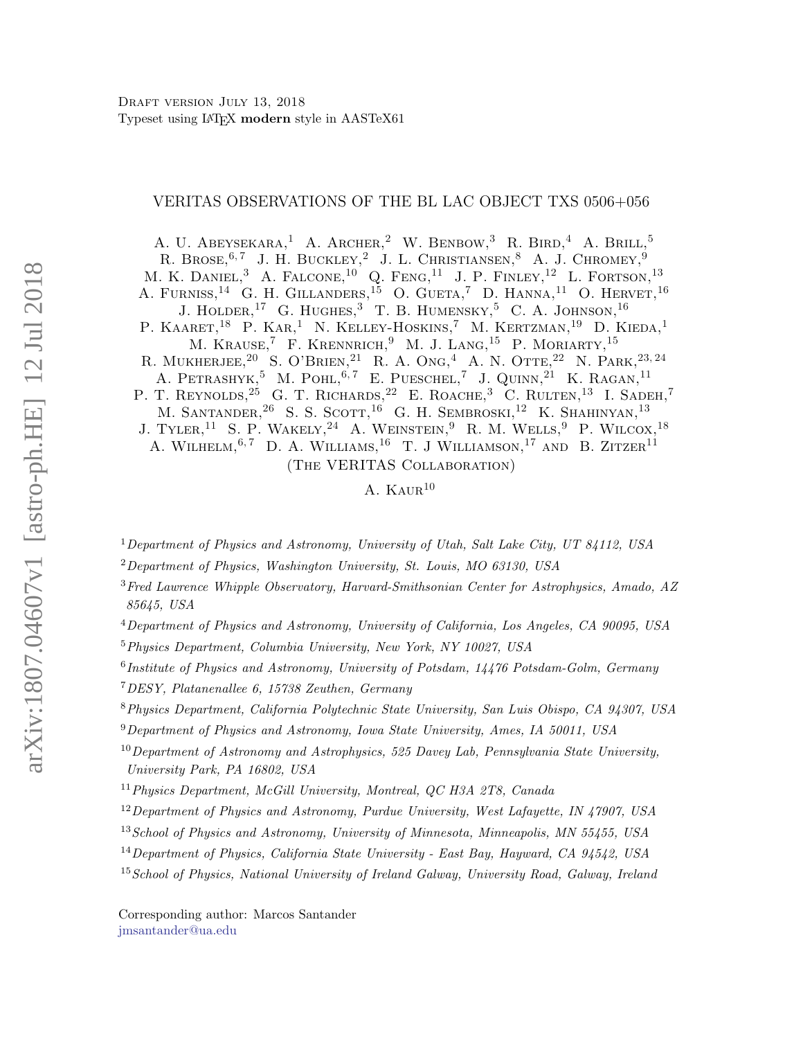Draft version July 13, 2018

Typeset using LaTeX **modern** style in AASTeX61

# VERITAS OBSERVATIONS OF THE BL LAC OBJECT TXS 0506+056

A. U. Abeysekara,[1] A. Archer,[2] W. Benbow,[3] R. Bird,[4] A. Brill,[5] R. Brose,[6,7] J. H. Buckley,[2] J. L. Christiansen,[8] A. J. Chromey,[9] M. K. Daniel,[3] A. Falcone,[10] Q. Feng,[11] J. P. Finley,[12] L. Fortson,[13] A. Furniss,[14] G. H. Gillanders,[15] O. Gueta,[7] D. Hanna,[11] O. Hervet,[16] J. Holder,[17] G. Hughes,[3] T. B. Humensky,[5] C. A. Johnson,[16] P. Kaaret,[18] P. Kar,[1] N. Kelley-Hoskins,[7] M. Kertzman,[19] D. Kieda,[1] M. Krause,[7] F. Krennrich,[9] M. J. Lang,[15] P. Moriarty,[15] R. Mukherjee,[20] S. O'Brien,[21] R. A. Ong,[4] A. N. Otte,[22] N. Park,[23,24] A. Petrashyk,[5] M. Pohl,[6,7] E. Pueschel,[7] J. Quinn,[21] K. Ragan,[11] P. T. Reynolds,[25] G. T. Richards,[22] E. Roache,[3] C. Rulten,[13] I. Sadeh,[7] M. Santander,[26] S. S. Scott,[16] G. H. Sembroski,[12] K. Shahinyan,[13] J. Tyler,[11] S. P. Wakely,[24] A. Weinstein,[9] R. M. Wells,[9] P. Wilcox,[18] A. Wilhelm,[6,7] D. A. Williams,[16] T. J Williamson,[17] and B. Zitzer[11]

(The VERITAS Collaboration)

A. Kaur[10]

[1] *Department of Physics and Astronomy, University of Utah, Salt Lake City, UT 84112, USA*

[2] *Department of Physics, Washington University, St. Louis, MO 63130, USA*

[3] *Fred Lawrence Whipple Observatory, Harvard-Smithsonian Center for Astrophysics, Amado, AZ 85645, USA*

[4] *Department of Physics and Astronomy, University of California, Los Angeles, CA 90095, USA*

[5] *Physics Department, Columbia University, New York, NY 10027, USA*

[6] *Institute of Physics and Astronomy, University of Potsdam, 14476 Potsdam-Golm, Germany*

[7] *DESY, Platanenallee 6, 15738 Zeuthen, Germany*

[8] *Physics Department, California Polytechnic State University, San Luis Obispo, CA 94307, USA*

[9] *Department of Physics and Astronomy, Iowa State University, Ames, IA 50011, USA*

[10] *Department of Astronomy and Astrophysics, 525 Davey Lab, Pennsylvania State University, University Park, PA 16802, USA*

[11] *Physics Department, McGill University, Montreal, QC H3A 2T8, Canada*

[12] *Department of Physics and Astronomy, Purdue University, West Lafayette, IN 47907, USA*

[13] *School of Physics and Astronomy, University of Minnesota, Minneapolis, MN 55455, USA*

[14] *Department of Physics, California State University - East Bay, Hayward, CA 94542, USA*

[15] *School of Physics, National University of Ireland Galway, University Road, Galway, Ireland*

Corresponding author: Marcos Santander

jmsantander@ua.edu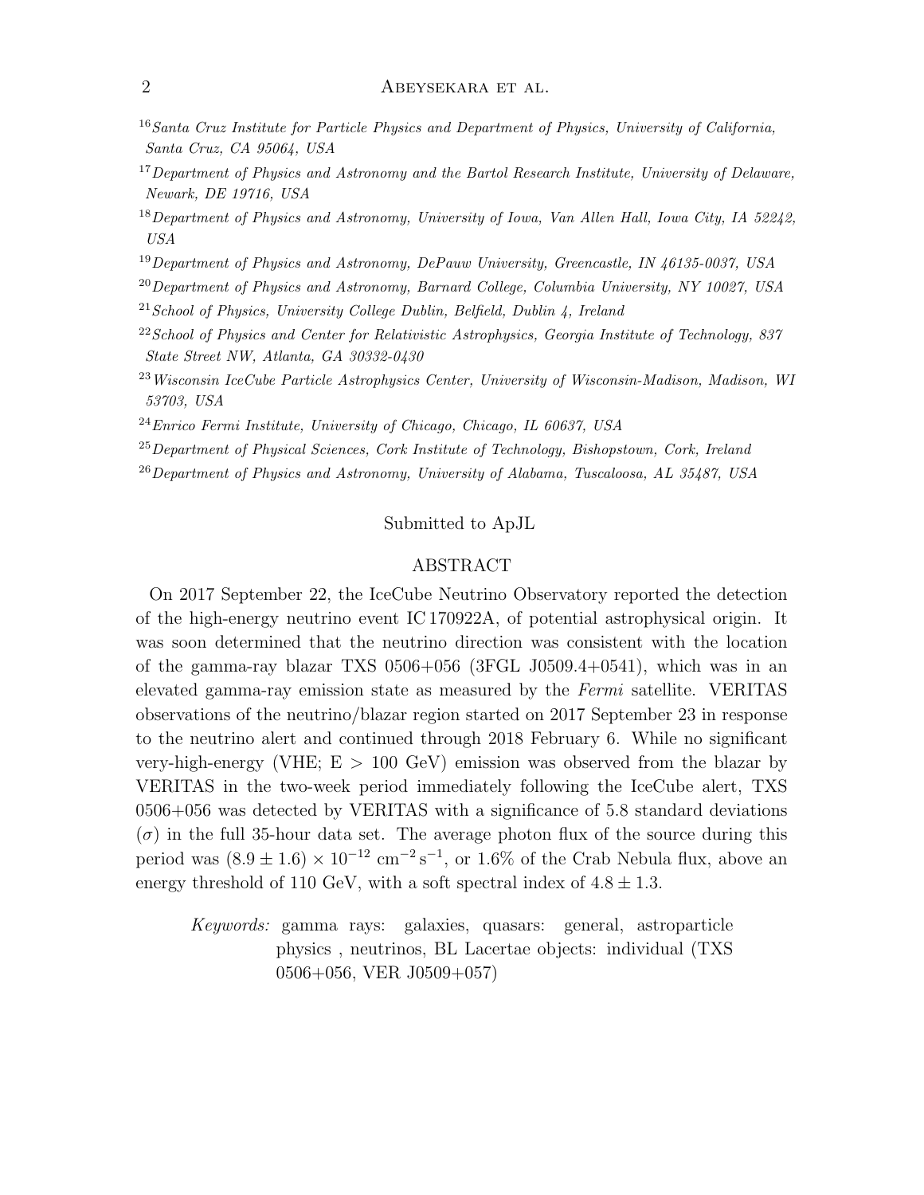[16]Santa Cruz Institute for Particle Physics and Department of Physics, University of California, Santa Cruz, CA 95064, USA

[17]Department of Physics and Astronomy and the Bartol Research Institute, University of Delaware, Newark, DE 19716, USA

[18]Department of Physics and Astronomy, University of Iowa, Van Allen Hall, Iowa City, IA 52242, USA

[19]Department of Physics and Astronomy, DePauw University, Greencastle, IN 46135-0037, USA

[20]Department of Physics and Astronomy, Barnard College, Columbia University, NY 10027, USA

[21]School of Physics, University College Dublin, Belfield, Dublin 4, Ireland

[22]School of Physics and Center for Relativistic Astrophysics, Georgia Institute of Technology, 837 State Street NW, Atlanta, GA 30332-0430

[23]Wisconsin IceCube Particle Astrophysics Center, University of Wisconsin-Madison, Madison, WI 53703, USA

[24]Enrico Fermi Institute, University of Chicago, Chicago, IL 60637, USA

[25]Department of Physical Sciences, Cork Institute of Technology, Bishopstown, Cork, Ireland

[26]Department of Physics and Astronomy, University of Alabama, Tuscaloosa, AL 35487, USA

Submitted to ApJL

## ABSTRACT

On 2017 September 22, the IceCube Neutrino Observatory reported the detection of the high-energy neutrino event IC 170922A, of potential astrophysical origin. It was soon determined that the neutrino direction was consistent with the location of the gamma-ray blazar TXS 0506+056 (3FGL J0509.4+0541), which was in an elevated gamma-ray emission state as measured by the *Fermi* satellite. VERITAS observations of the neutrino/blazar region started on 2017 September 23 in response to the neutrino alert and continued through 2018 February 6. While no significant very-high-energy (VHE; E > 100 GeV) emission was observed from the blazar by VERITAS in the two-week period immediately following the IceCube alert, TXS 0506+056 was detected by VERITAS with a significance of 5.8 standard deviations ($\sigma$) in the full 35-hour data set. The average photon flux of the source during this period was $(8.9 \pm 1.6) \times 10^{-12}$ cm$^{-2}$ s$^{-1}$, or 1.6% of the Crab Nebula flux, above an energy threshold of 110 GeV, with a soft spectral index of $4.8 \pm 1.3$.

*Keywords:* gamma rays: galaxies, quasars: general, astroparticle physics , neutrinos, BL Lacertae objects: individual (TXS 0506+056, VER J0509+057)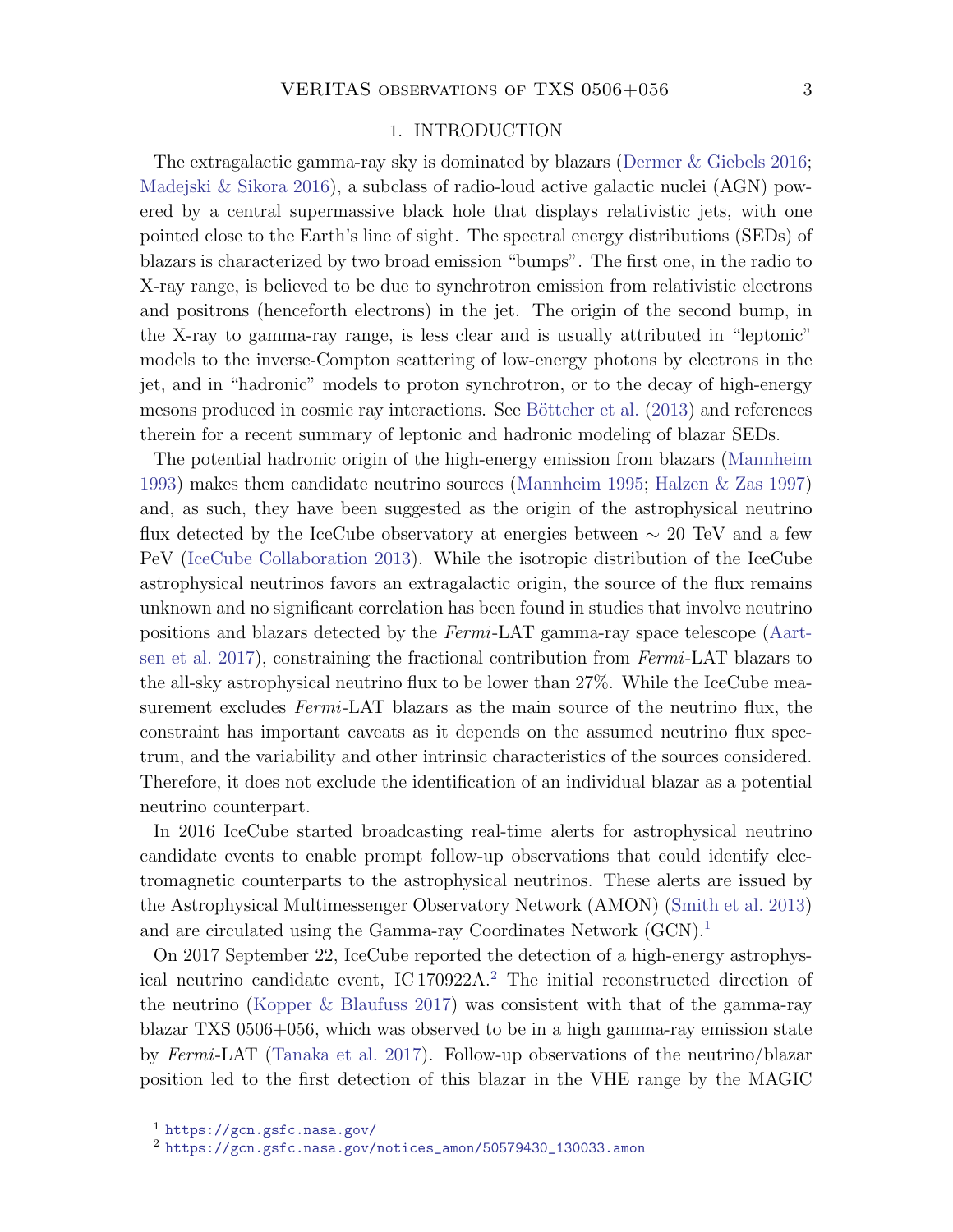## 1. INTRODUCTION

The extragalactic gamma-ray sky is dominated by blazars (Dermer & Giebels 2016; Madejski & Sikora 2016), a subclass of radio-loud active galactic nuclei (AGN) powered by a central supermassive black hole that displays relativistic jets, with one pointed close to the Earth's line of sight. The spectral energy distributions (SEDs) of blazars is characterized by two broad emission "bumps". The first one, in the radio to X-ray range, is believed to be due to synchrotron emission from relativistic electrons and positrons (henceforth electrons) in the jet. The origin of the second bump, in the X-ray to gamma-ray range, is less clear and is usually attributed in "leptonic" models to the inverse-Compton scattering of low-energy photons by electrons in the jet, and in "hadronic" models to proton synchrotron, or to the decay of high-energy mesons produced in cosmic ray interactions. See Böttcher et al. (2013) and references therein for a recent summary of leptonic and hadronic modeling of blazar SEDs.

The potential hadronic origin of the high-energy emission from blazars (Mannheim 1993) makes them candidate neutrino sources (Mannheim 1995; Halzen & Zas 1997) and, as such, they have been suggested as the origin of the astrophysical neutrino flux detected by the IceCube observatory at energies between $\sim$ 20 TeV and a few PeV (IceCube Collaboration 2013). While the isotropic distribution of the IceCube astrophysical neutrinos favors an extragalactic origin, the source of the flux remains unknown and no significant correlation has been found in studies that involve neutrino positions and blazars detected by the *Fermi*-LAT gamma-ray space telescope (Aartsen et al. 2017), constraining the fractional contribution from *Fermi*-LAT blazars to the all-sky astrophysical neutrino flux to be lower than 27%. While the IceCube measurement excludes *Fermi*-LAT blazars as the main source of the neutrino flux, the constraint has important caveats as it depends on the assumed neutrino flux spectrum, and the variability and other intrinsic characteristics of the sources considered. Therefore, it does not exclude the identification of an individual blazar as a potential neutrino counterpart.

In 2016 IceCube started broadcasting real-time alerts for astrophysical neutrino candidate events to enable prompt follow-up observations that could identify electromagnetic counterparts to the astrophysical neutrinos. These alerts are issued by the Astrophysical Multimessenger Observatory Network (AMON) (Smith et al. 2013) and are circulated using the Gamma-ray Coordinates Network (GCN).[1]

On 2017 September 22, IceCube reported the detection of a high-energy astrophysical neutrino candidate event, IC 170922A.[2] The initial reconstructed direction of the neutrino (Kopper & Blaufuss 2017) was consistent with that of the gamma-ray blazar TXS 0506+056, which was observed to be in a high gamma-ray emission state by *Fermi*-LAT (Tanaka et al. 2017). Follow-up observations of the neutrino/blazar position led to the first detection of this blazar in the VHE range by the MAGIC

[1] https://gcn.gsfc.nasa.gov/

[2] https://gcn.gsfc.nasa.gov/notices_amon/50579430_130033.amon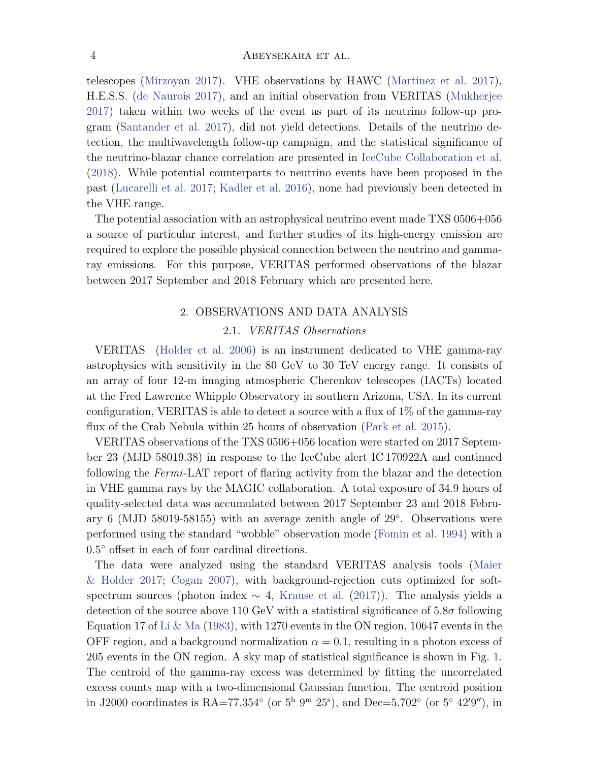telescopes (Mirzoyan 2017). VHE observations by HAWC (Martinez et al. 2017), H.E.S.S. (de Naurois 2017), and an initial observation from VERITAS (Mukherjee 2017) taken within two weeks of the event as part of its neutrino follow-up program (Santander et al. 2017), did not yield detections. Details of the neutrino detection, the multiwavelength follow-up campaign, and the statistical significance of the neutrino-blazar chance correlation are presented in IceCube Collaboration et al. (2018). While potential counterparts to neutrino events have been proposed in the past (Lucarelli et al. 2017; Kadler et al. 2016), none had previously been detected in the VHE range.

The potential association with an astrophysical neutrino event made TXS 0506+056 a source of particular interest, and further studies of its high-energy emission are required to explore the possible physical connection between the neutrino and gamma-ray emissions. For this purpose, VERITAS performed observations of the blazar between 2017 September and 2018 February which are presented here.

## 2. OBSERVATIONS AND DATA ANALYSIS

### 2.1. *VERITAS Observations*

VERITAS (Holder et al. 2006) is an instrument dedicated to VHE gamma-ray astrophysics with sensitivity in the 80 GeV to 30 TeV energy range. It consists of an array of four 12-m imaging atmospheric Cherenkov telescopes (IACTs) located at the Fred Lawrence Whipple Observatory in southern Arizona, USA. In its current configuration, VERITAS is able to detect a source with a flux of 1% of the gamma-ray flux of the Crab Nebula within 25 hours of observation (Park et al. 2015).

VERITAS observations of the TXS 0506+056 location were started on 2017 September 23 (MJD 58019.38) in response to the IceCube alert IC 170922A and continued following the *Fermi*-LAT report of flaring activity from the blazar and the detection in VHE gamma rays by the MAGIC collaboration. A total exposure of 34.9 hours of quality-selected data was accumulated between 2017 September 23 and 2018 February 6 (MJD 58019-58155) with an average zenith angle of 29°. Observations were performed using the standard "wobble" observation mode (Fomin et al. 1994) with a 0.5° offset in each of four cardinal directions.

The data were analyzed using the standard VERITAS analysis tools (Maier & Holder 2017; Cogan 2007), with background-rejection cuts optimized for soft-spectrum sources (photon index $\sim 4$, Krause et al. (2017)). The analysis yields a detection of the source above 110 GeV with a statistical significance of $5.8\sigma$ following Equation 17 of Li & Ma (1983), with 1270 events in the ON region, 10647 events in the OFF region, and a background normalization $\alpha = 0.1$, resulting in a photon excess of 205 events in the ON region. A sky map of statistical significance is shown in Fig. 1. The centroid of the gamma-ray excess was determined by fitting the uncorrelated excess counts map with a two-dimensional Gaussian function. The centroid position in J2000 coordinates is RA=77.354° (or $5^{\mathrm{h}}\ 9^{\mathrm{m}}\ 25^{\mathrm{s}}$), and Dec=5.702° (or $5^{\circ}\ 42'9''$), in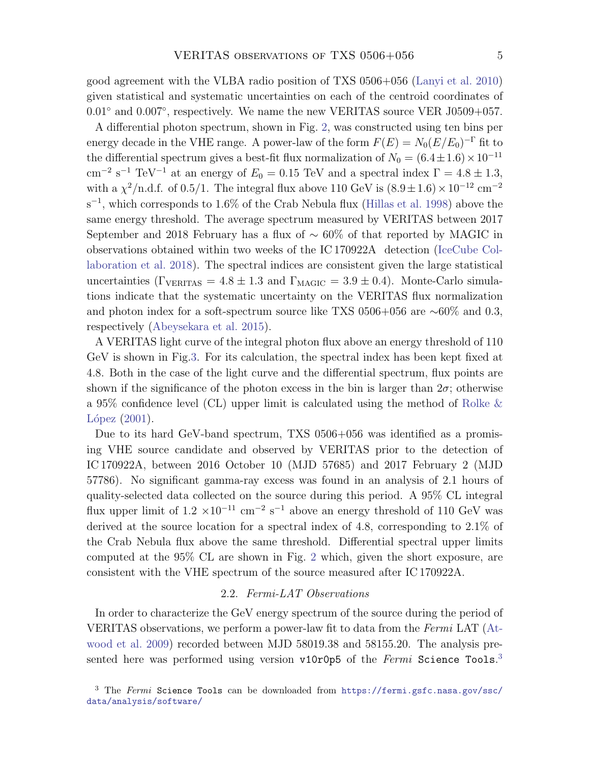good agreement with the VLBA radio position of TXS 0506+056 (Lanyi et al. 2010) given statistical and systematic uncertainties on each of the centroid coordinates of $0.01^{\circ}$ and $0.007^{\circ}$, respectively. We name the new VERITAS source VER J0509+057.

A differential photon spectrum, shown in Fig. 2, was constructed using ten bins per energy decade in the VHE range. A power-law of the form $F(E) = N_0(E/E_0)^{-\Gamma}$ fit to the differential spectrum gives a best-fit flux normalization of $N_0 = (6.4 \pm 1.6) \times 10^{-11}$ cm$^{-2}$ s$^{-1}$ TeV$^{-1}$ at an energy of $E_0 = 0.15$ TeV and a spectral index $\Gamma = 4.8 \pm 1.3$, with a $\chi^2$/n.d.f. of 0.5/1. The integral flux above 110 GeV is $(8.9 \pm 1.6) \times 10^{-12}$ cm$^{-2}$ s$^{-1}$, which corresponds to 1.6% of the Crab Nebula flux (Hillas et al. 1998) above the same energy threshold. The average spectrum measured by VERITAS between 2017 September and 2018 February has a flux of $\sim 60\%$ of that reported by MAGIC in observations obtained within two weeks of the IC 170922A detection (IceCube Collaboration et al. 2018). The spectral indices are consistent given the large statistical uncertainties ($\Gamma_{\mathrm{VERITAS}} = 4.8 \pm 1.3$ and $\Gamma_{\mathrm{MAGIC}} = 3.9 \pm 0.4$). Monte-Carlo simulations indicate that the systematic uncertainty on the VERITAS flux normalization and photon index for a soft-spectrum source like TXS 0506+056 are $\sim$60% and 0.3, respectively (Abeysekara et al. 2015).

A VERITAS light curve of the integral photon flux above an energy threshold of 110 GeV is shown in Fig.3. For its calculation, the spectral index has been kept fixed at 4.8. Both in the case of the light curve and the differential spectrum, flux points are shown if the significance of the photon excess in the bin is larger than $2\sigma$; otherwise a 95% confidence level (CL) upper limit is calculated using the method of Rolke & López (2001).

Due to its hard GeV-band spectrum, TXS 0506+056 was identified as a promising VHE source candidate and observed by VERITAS prior to the detection of IC 170922A, between 2016 October 10 (MJD 57685) and 2017 February 2 (MJD 57786). No significant gamma-ray excess was found in an analysis of 2.1 hours of quality-selected data collected on the source during this period. A 95% CL integral flux upper limit of $1.2 \times 10^{-11}$ cm$^{-2}$ s$^{-1}$ above an energy threshold of 110 GeV was derived at the source location for a spectral index of 4.8, corresponding to 2.1% of the Crab Nebula flux above the same threshold. Differential spectral upper limits computed at the 95% CL are shown in Fig. 2 which, given the short exposure, are consistent with the VHE spectrum of the source measured after IC 170922A.

### 2.2. *Fermi-LAT Observations*

In order to characterize the GeV energy spectrum of the source during the period of VERITAS observations, we perform a power-law fit to data from the *Fermi* LAT (Atwood et al. 2009) recorded between MJD 58019.38 and 58155.20. The analysis presented here was performed using version `v10r0p5` of the *Fermi* `Science Tools`.[3]

[3] The *Fermi* `Science Tools` can be downloaded from https://fermi.gsfc.nasa.gov/ssc/data/analysis/software/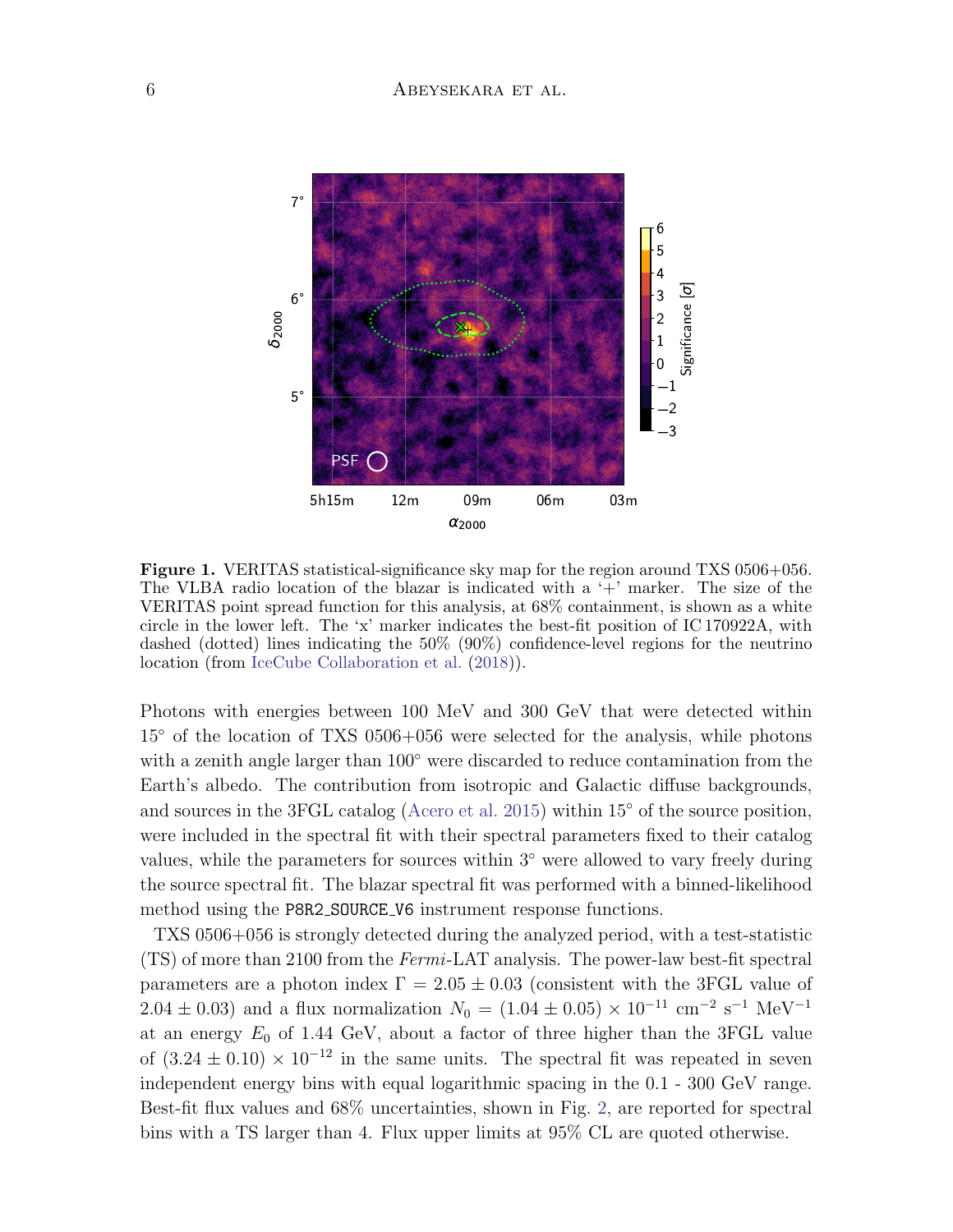**Figure 1.** VERITAS statistical-significance sky map for the region around TXS 0506+056. The VLBA radio location of the blazar is indicated with a '+' marker. The size of the VERITAS point spread function for this analysis, at 68% containment, is shown as a white circle in the lower left. The 'x' marker indicates the best-fit position of IC 170922A, with dashed (dotted) lines indicating the 50% (90%) confidence-level regions for the neutrino location (from IceCube Collaboration et al. (2018)).

Photons with energies between 100 MeV and 300 GeV that were detected within 15° of the location of TXS 0506+056 were selected for the analysis, while photons with a zenith angle larger than 100° were discarded to reduce contamination from the Earth's albedo. The contribution from isotropic and Galactic diffuse backgrounds, and sources in the 3FGL catalog (Acero et al. 2015) within 15° of the source position, were included in the spectral fit with their spectral parameters fixed to their catalog values, while the parameters for sources within 3° were allowed to vary freely during the source spectral fit. The blazar spectral fit was performed with a binned-likelihood method using the `P8R2_SOURCE_V6` instrument response functions.

TXS 0506+056 is strongly detected during the analyzed period, with a test-statistic (TS) of more than 2100 from the *Fermi*-LAT analysis. The power-law best-fit spectral parameters are a photon index $\Gamma = 2.05 \pm 0.03$ (consistent with the 3FGL value of $2.04 \pm 0.03$) and a flux normalization $N_0 = (1.04 \pm 0.05) \times 10^{-11}$ cm$^{-2}$ s$^{-1}$ MeV$^{-1}$ at an energy $E_0$ of 1.44 GeV, about a factor of three higher than the 3FGL value of $(3.24 \pm 0.10) \times 10^{-12}$ in the same units. The spectral fit was repeated in seven independent energy bins with equal logarithmic spacing in the 0.1 - 300 GeV range. Best-fit flux values and 68% uncertainties, shown in Fig. 2, are reported for spectral bins with a TS larger than 4. Flux upper limits at 95% CL are quoted otherwise.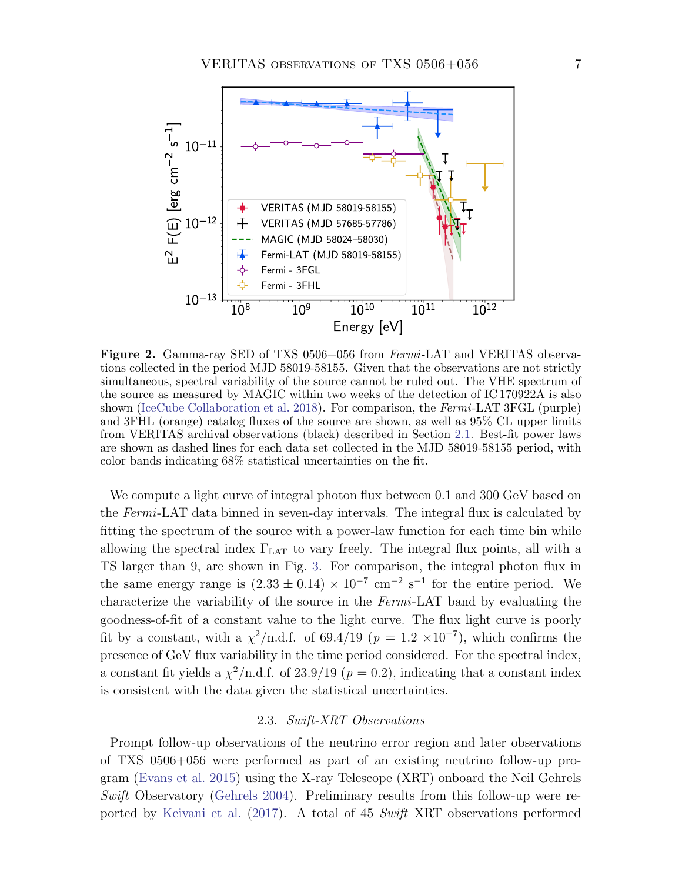**Figure 2.** Gamma-ray SED of TXS 0506+056 from *Fermi*-LAT and VERITAS observations collected in the period MJD 58019-58155. Given that the observations are not strictly simultaneous, spectral variability of the source cannot be ruled out. The VHE spectrum of the source as measured by MAGIC within two weeks of the detection of IC 170922A is also shown (IceCube Collaboration et al. 2018). For comparison, the *Fermi*-LAT 3FGL (purple) and 3FHL (orange) catalog fluxes of the source are shown, as well as 95% CL upper limits from VERITAS archival observations (black) described in Section 2.1. Best-fit power laws are shown as dashed lines for each data set collected in the MJD 58019-58155 period, with color bands indicating 68% statistical uncertainties on the fit.

We compute a light curve of integral photon flux between 0.1 and 300 GeV based on the *Fermi*-LAT data binned in seven-day intervals. The integral flux is calculated by fitting the spectrum of the source with a power-law function for each time bin while allowing the spectral index $\Gamma_{\rm LAT}$ to vary freely. The integral flux points, all with a TS larger than 9, are shown in Fig. 3. For comparison, the integral photon flux in the same energy range is $(2.33 \pm 0.14) \times 10^{-7}$ cm$^{-2}$ s$^{-1}$ for the entire period. We characterize the variability of the source in the *Fermi*-LAT band by evaluating the goodness-of-fit of a constant value to the light curve. The flux light curve is poorly fit by a constant, with a $\chi^2$/n.d.f. of 69.4/19 ($p$ = 1.2 $\times 10^{-7}$), which confirms the presence of GeV flux variability in the time period considered. For the spectral index, a constant fit yields a $\chi^2$/n.d.f. of 23.9/19 ($p = 0.2$), indicating that a constant index is consistent with the data given the statistical uncertainties.

### 2.3. *Swift-XRT Observations*

Prompt follow-up observations of the neutrino error region and later observations of TXS 0506+056 were performed as part of an existing neutrino follow-up program (Evans et al. 2015) using the X-ray Telescope (XRT) onboard the Neil Gehrels *Swift* Observatory (Gehrels 2004). Preliminary results from this follow-up were reported by Keivani et al. (2017). A total of 45 *Swift* XRT observations performed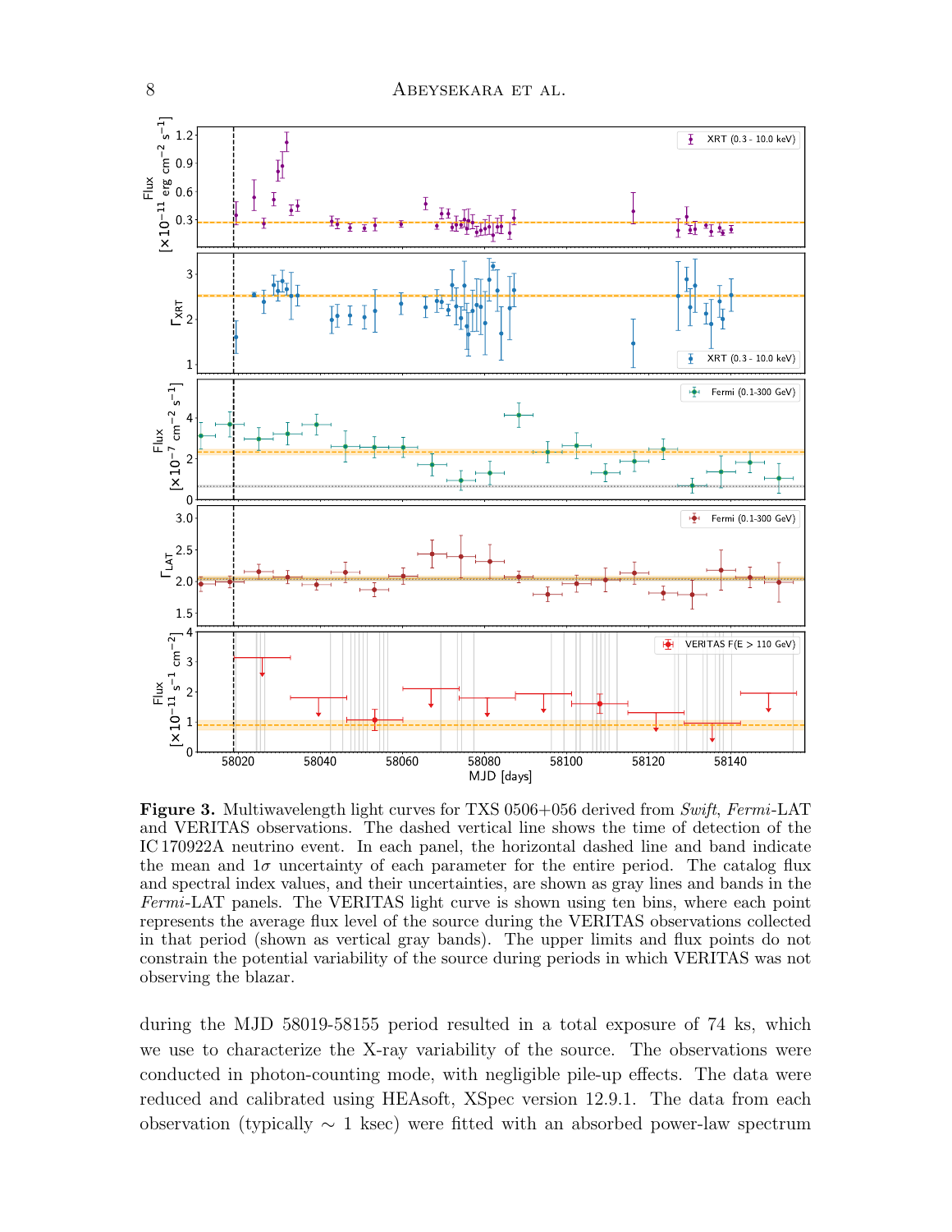**Figure 3.** Multiwavelength light curves for TXS 0506+056 derived from *Swift*, *Fermi*-LAT and VERITAS observations. The dashed vertical line shows the time of detection of the IC 170922A neutrino event. In each panel, the horizontal dashed line and band indicate the mean and $1\sigma$ uncertainty of each parameter for the entire period. The catalog flux and spectral index values, and their uncertainties, are shown as gray lines and bands in the *Fermi*-LAT panels. The VERITAS light curve is shown using ten bins, where each point represents the average flux level of the source during the VERITAS observations collected in that period (shown as vertical gray bands). The upper limits and flux points do not constrain the potential variability of the source during periods in which VERITAS was not observing the blazar.

during the MJD 58019-58155 period resulted in a total exposure of 74 ks, which we use to characterize the X-ray variability of the source. The observations were conducted in photon-counting mode, with negligible pile-up effects. The data were reduced and calibrated using HEAsoft, XSpec version 12.9.1. The data from each observation (typically $\sim$ 1 ksec) were fitted with an absorbed power-law spectrum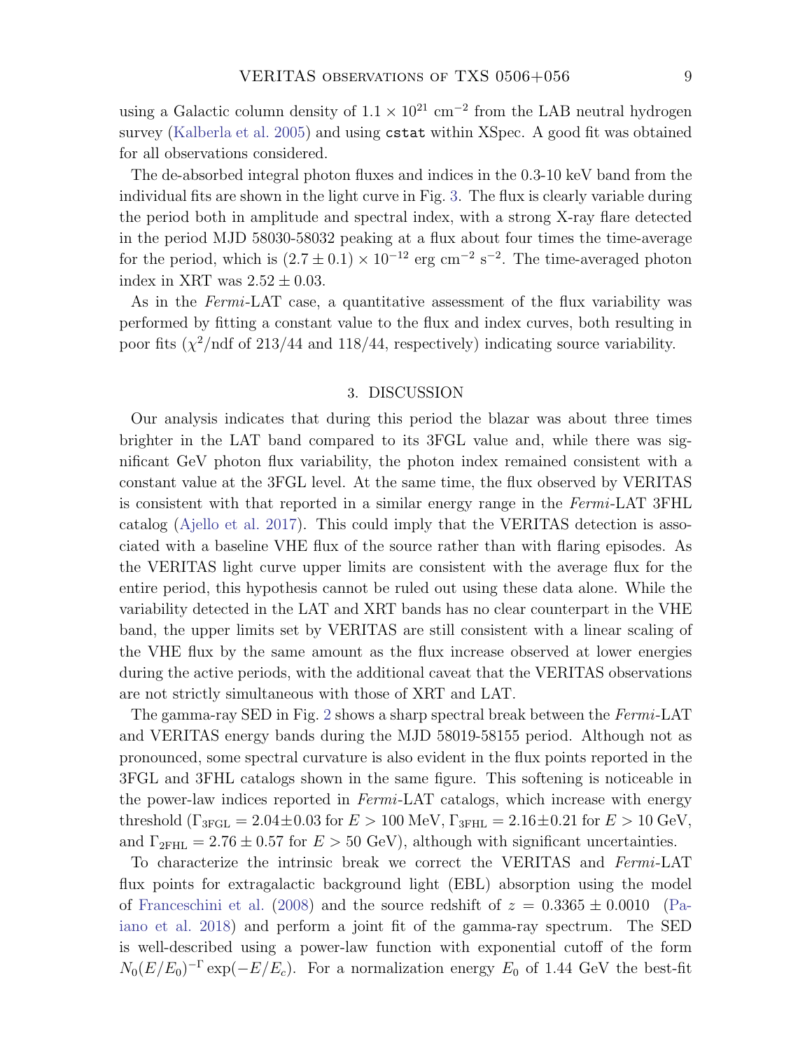using a Galactic column density of $1.1 \times 10^{21}$ cm$^{-2}$ from the LAB neutral hydrogen survey (Kalberla et al. 2005) and using `cstat` within XSpec. A good fit was obtained for all observations considered.

The de-absorbed integral photon fluxes and indices in the 0.3-10 keV band from the individual fits are shown in the light curve in Fig. 3. The flux is clearly variable during the period both in amplitude and spectral index, with a strong X-ray flare detected in the period MJD 58030-58032 peaking at a flux about four times the time-average for the period, which is $(2.7 \pm 0.1) \times 10^{-12}$ erg cm$^{-2}$ s$^{-2}$. The time-averaged photon index in XRT was $2.52 \pm 0.03$.

As in the *Fermi*-LAT case, a quantitative assessment of the flux variability was performed by fitting a constant value to the flux and index curves, both resulting in poor fits ($\chi^2$/ndf of 213/44 and 118/44, respectively) indicating source variability.

## 3. DISCUSSION

Our analysis indicates that during this period the blazar was about three times brighter in the LAT band compared to its 3FGL value and, while there was significant GeV photon flux variability, the photon index remained consistent with a constant value at the 3FGL level. At the same time, the flux observed by VERITAS is consistent with that reported in a similar energy range in the *Fermi*-LAT 3FHL catalog (Ajello et al. 2017). This could imply that the VERITAS detection is associated with a baseline VHE flux of the source rather than with flaring episodes. As the VERITAS light curve upper limits are consistent with the average flux for the entire period, this hypothesis cannot be ruled out using these data alone. While the variability detected in the LAT and XRT bands has no clear counterpart in the VHE band, the upper limits set by VERITAS are still consistent with a linear scaling of the VHE flux by the same amount as the flux increase observed at lower energies during the active periods, with the additional caveat that the VERITAS observations are not strictly simultaneous with those of XRT and LAT.

The gamma-ray SED in Fig. 2 shows a sharp spectral break between the *Fermi*-LAT and VERITAS energy bands during the MJD 58019-58155 period. Although not as pronounced, some spectral curvature is also evident in the flux points reported in the 3FGL and 3FHL catalogs shown in the same figure. This softening is noticeable in the power-law indices reported in *Fermi*-LAT catalogs, which increase with energy threshold ($\Gamma_{\rm 3FGL} = 2.04 \pm 0.03$ for $E > 100$ MeV, $\Gamma_{\rm 3FHL} = 2.16 \pm 0.21$ for $E > 10$ GeV, and $\Gamma_{\rm 2FHL} = 2.76 \pm 0.57$ for $E > 50$ GeV), although with significant uncertainties.

To characterize the intrinsic break we correct the VERITAS and *Fermi*-LAT flux points for extragalactic background light (EBL) absorption using the model of Franceschini et al. (2008) and the source redshift of $z = 0.3365 \pm 0.0010$ (Paiano et al. 2018) and perform a joint fit of the gamma-ray spectrum. The SED is well-described using a power-law function with exponential cutoff of the form $N_0(E/E_0)^{-\Gamma} \exp(-E/E_c)$. For a normalization energy $E_0$ of 1.44 GeV the best-fit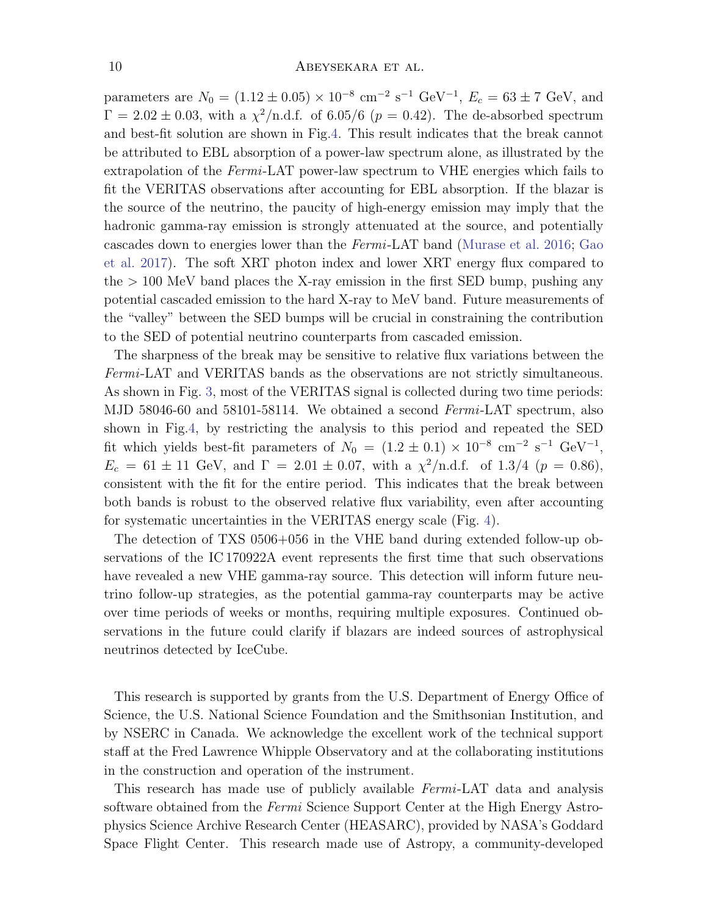parameters are $N_0 = (1.12 \pm 0.05) \times 10^{-8}$ cm$^{-2}$ s$^{-1}$ GeV$^{-1}$, $E_c = 63 \pm 7$ GeV, and $\Gamma = 2.02 \pm 0.03$, with a $\chi^2$/n.d.f. of 6.05/6 ($p = 0.42$). The de-absorbed spectrum and best-fit solution are shown in Fig.4. This result indicates that the break cannot be attributed to EBL absorption of a power-law spectrum alone, as illustrated by the extrapolation of the *Fermi*-LAT power-law spectrum to VHE energies which fails to fit the VERITAS observations after accounting for EBL absorption. If the blazar is the source of the neutrino, the paucity of high-energy emission may imply that the hadronic gamma-ray emission is strongly attenuated at the source, and potentially cascades down to energies lower than the *Fermi*-LAT band (Murase et al. 2016; Gao et al. 2017). The soft XRT photon index and lower XRT energy flux compared to the $> 100$ MeV band places the X-ray emission in the first SED bump, pushing any potential cascaded emission to the hard X-ray to MeV band. Future measurements of the "valley" between the SED bumps will be crucial in constraining the contribution to the SED of potential neutrino counterparts from cascaded emission.

The sharpness of the break may be sensitive to relative flux variations between the *Fermi*-LAT and VERITAS bands as the observations are not strictly simultaneous. As shown in Fig. 3, most of the VERITAS signal is collected during two time periods: MJD 58046-60 and 58101-58114. We obtained a second *Fermi*-LAT spectrum, also shown in Fig.4, by restricting the analysis to this period and repeated the SED fit which yields best-fit parameters of $N_0 = (1.2 \pm 0.1) \times 10^{-8}$ cm$^{-2}$ s$^{-1}$ GeV$^{-1}$, $E_c = 61 \pm 11$ GeV, and $\Gamma = 2.01 \pm 0.07$, with a $\chi^2$/n.d.f. of 1.3/4 ($p = 0.86$), consistent with the fit for the entire period. This indicates that the break between both bands is robust to the observed relative flux variability, even after accounting for systematic uncertainties in the VERITAS energy scale (Fig. 4).

The detection of TXS 0506+056 in the VHE band during extended follow-up observations of the IC 170922A event represents the first time that such observations have revealed a new VHE gamma-ray source. This detection will inform future neutrino follow-up strategies, as the potential gamma-ray counterparts may be active over time periods of weeks or months, requiring multiple exposures. Continued observations in the future could clarify if blazars are indeed sources of astrophysical neutrinos detected by IceCube.

This research is supported by grants from the U.S. Department of Energy Office of Science, the U.S. National Science Foundation and the Smithsonian Institution, and by NSERC in Canada. We acknowledge the excellent work of the technical support staff at the Fred Lawrence Whipple Observatory and at the collaborating institutions in the construction and operation of the instrument.

This research has made use of publicly available *Fermi*-LAT data and analysis software obtained from the *Fermi* Science Support Center at the High Energy Astrophysics Science Archive Research Center (HEASARC), provided by NASA's Goddard Space Flight Center. This research made use of Astropy, a community-developed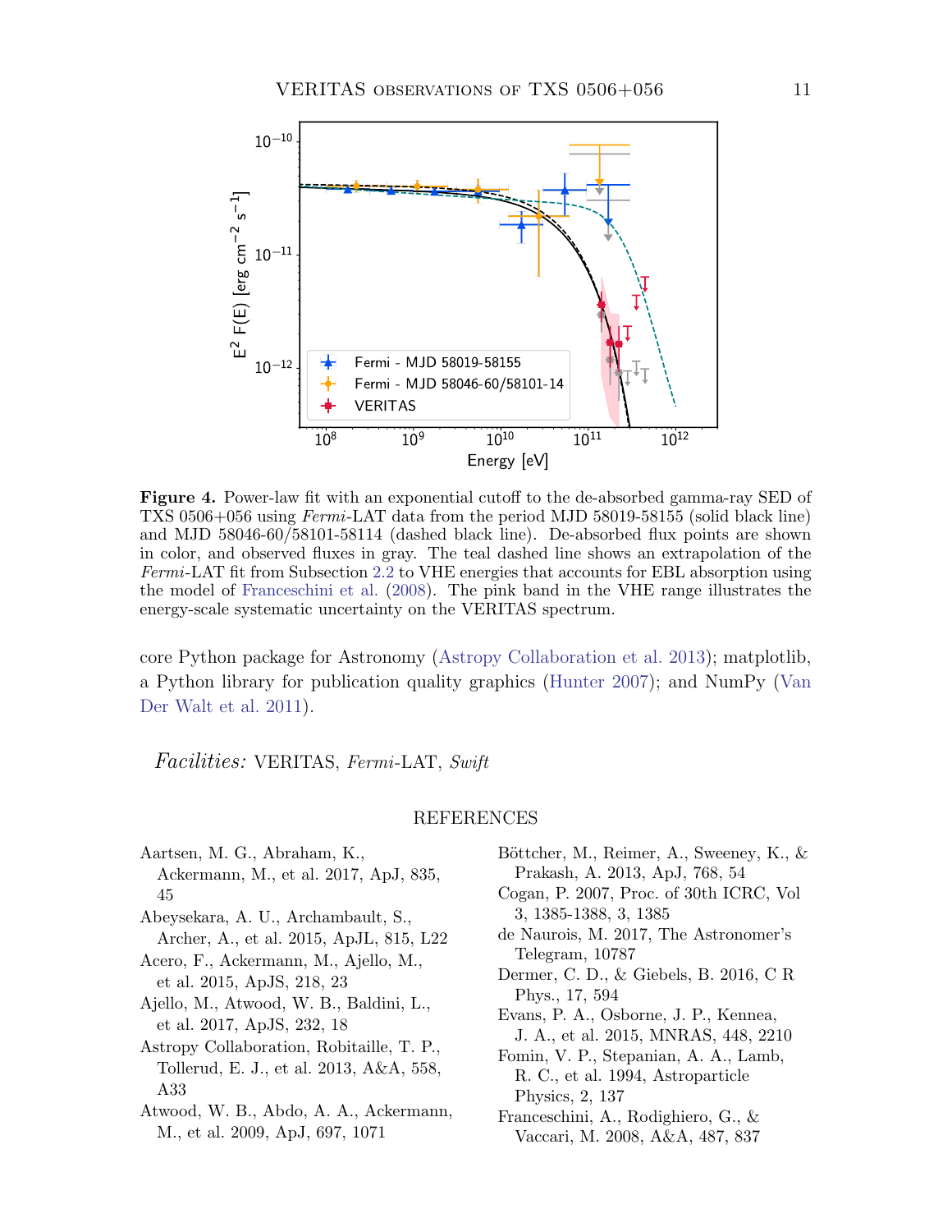**Figure 4.** Power-law fit with an exponential cutoff to the de-absorbed gamma-ray SED of TXS 0506+056 using *Fermi*-LAT data from the period MJD 58019-58155 (solid black line) and MJD 58046-60/58101-58114 (dashed black line). De-absorbed flux points are shown in color, and observed fluxes in gray. The teal dashed line shows an extrapolation of the *Fermi*-LAT fit from Subsection 2.2 to VHE energies that accounts for EBL absorption using the model of Franceschini et al. (2008). The pink band in the VHE range illustrates the energy-scale systematic uncertainty on the VERITAS spectrum.

core Python package for Astronomy (Astropy Collaboration et al. 2013); matplotlib, a Python library for publication quality graphics (Hunter 2007); and NumPy (Van Der Walt et al. 2011).

*Facilities:* VERITAS, *Fermi*-LAT, *Swift*

## REFERENCES

Aartsen, M. G., Abraham, K., Ackermann, M., et al. 2017, ApJ, 835, 45

Abeysekara, A. U., Archambault, S., Archer, A., et al. 2015, ApJL, 815, L22

Acero, F., Ackermann, M., Ajello, M., et al. 2015, ApJS, 218, 23

Ajello, M., Atwood, W. B., Baldini, L., et al. 2017, ApJS, 232, 18

Astropy Collaboration, Robitaille, T. P., Tollerud, E. J., et al. 2013, A&A, 558, A33

Atwood, W. B., Abdo, A. A., Ackermann, M., et al. 2009, ApJ, 697, 1071

Böttcher, M., Reimer, A., Sweeney, K., & Prakash, A. 2013, ApJ, 768, 54

Cogan, P. 2007, Proc. of 30th ICRC, Vol 3, 1385-1388, 3, 1385

de Naurois, M. 2017, The Astronomer's Telegram, 10787

Dermer, C. D., & Giebels, B. 2016, C R Phys., 17, 594

Evans, P. A., Osborne, J. P., Kennea, J. A., et al. 2015, MNRAS, 448, 2210

Fomin, V. P., Stepanian, A. A., Lamb, R. C., et al. 1994, Astroparticle Physics, 2, 137

Franceschini, A., Rodighiero, G., & Vaccari, M. 2008, A&A, 487, 837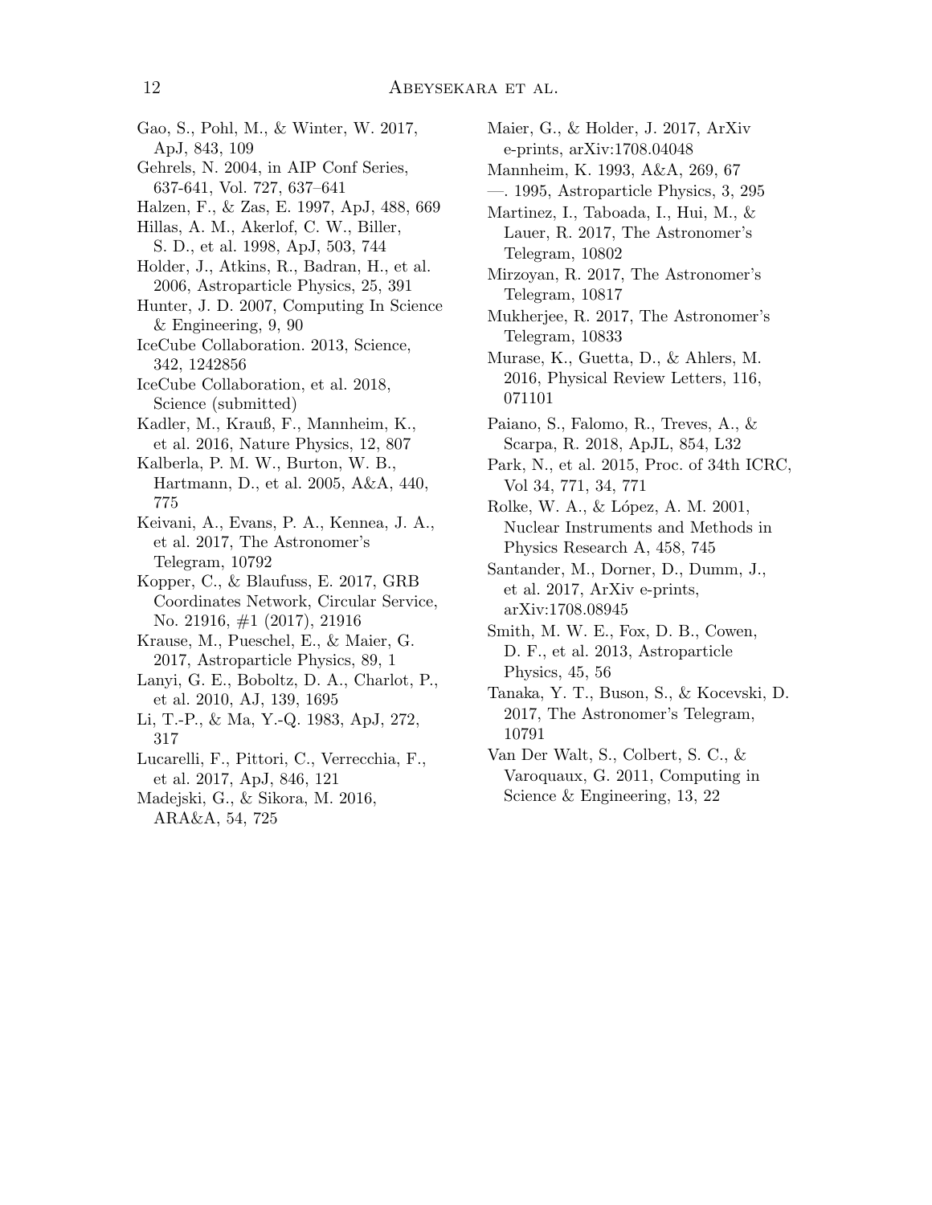Gao, S., Pohl, M., & Winter, W. 2017, ApJ, 843, 109

Gehrels, N. 2004, in AIP Conf Series, 637-641, Vol. 727, 637–641

Halzen, F., & Zas, E. 1997, ApJ, 488, 669

Hillas, A. M., Akerlof, C. W., Biller, S. D., et al. 1998, ApJ, 503, 744

Holder, J., Atkins, R., Badran, H., et al. 2006, Astroparticle Physics, 25, 391

Hunter, J. D. 2007, Computing In Science & Engineering, 9, 90

IceCube Collaboration. 2013, Science, 342, 1242856

IceCube Collaboration, et al. 2018, Science (submitted)

Kadler, M., Krauß, F., Mannheim, K., et al. 2016, Nature Physics, 12, 807

Kalberla, P. M. W., Burton, W. B., Hartmann, D., et al. 2005, A&A, 440, 775

Keivani, A., Evans, P. A., Kennea, J. A., et al. 2017, The Astronomer's Telegram, 10792

Kopper, C., & Blaufuss, E. 2017, GRB Coordinates Network, Circular Service, No. 21916, #1 (2017), 21916

Krause, M., Pueschel, E., & Maier, G. 2017, Astroparticle Physics, 89, 1

Lanyi, G. E., Boboltz, D. A., Charlot, P., et al. 2010, AJ, 139, 1695

Li, T.-P., & Ma, Y.-Q. 1983, ApJ, 272, 317

Lucarelli, F., Pittori, C., Verrecchia, F., et al. 2017, ApJ, 846, 121

Madejski, G., & Sikora, M. 2016, ARA&A, 54, 725

Maier, G., & Holder, J. 2017, ArXiv e-prints, arXiv:1708.04048

Mannheim, K. 1993, A&A, 269, 67

—. 1995, Astroparticle Physics, 3, 295

Martinez, I., Taboada, I., Hui, M., & Lauer, R. 2017, The Astronomer's Telegram, 10802

Mirzoyan, R. 2017, The Astronomer's Telegram, 10817

Mukherjee, R. 2017, The Astronomer's Telegram, 10833

Murase, K., Guetta, D., & Ahlers, M. 2016, Physical Review Letters, 116, 071101

Paiano, S., Falomo, R., Treves, A., & Scarpa, R. 2018, ApJL, 854, L32

Park, N., et al. 2015, Proc. of 34th ICRC, Vol 34, 771, 34, 771

Rolke, W. A., & López, A. M. 2001, Nuclear Instruments and Methods in Physics Research A, 458, 745

Santander, M., Dorner, D., Dumm, J., et al. 2017, ArXiv e-prints, arXiv:1708.08945

Smith, M. W. E., Fox, D. B., Cowen, D. F., et al. 2013, Astroparticle Physics, 45, 56

Tanaka, Y. T., Buson, S., & Kocevski, D. 2017, The Astronomer's Telegram, 10791

Van Der Walt, S., Colbert, S. C., & Varoquaux, G. 2011, Computing in Science & Engineering, 13, 22